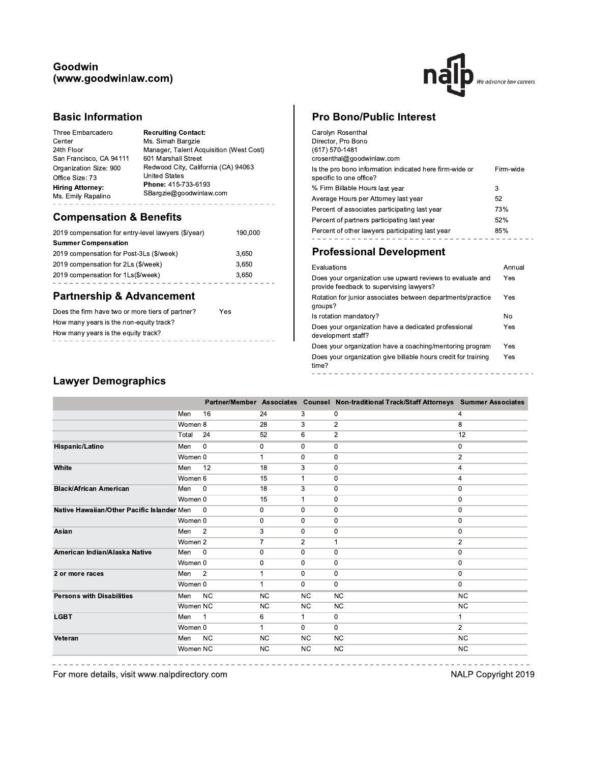# Goodwin (www.goodwinlaw.com)

## Basic Information

Three Embarcadero Center
24th Floor
San Francisco, CA 94111
Organization Size: 900
Office Size: 73
**Hiring Attorney:**
Ms. Emily Rapalino

**Recruiting Contact:**
Ms. Simah Bargzie
Manager, Talent Acquisition (West Cost)
601 Marshall Street
Redwood City, California (CA) 94063
United States
**Phone:** 415-733-6193
SBargzie@goodwinlaw.com

## Compensation & Benefits

| | |
|---|---|
| 2019 compensation for entry-level lawyers ($/year) | 190,000 |
| **Summer Compensation** | |
| 2019 compensation for Post-3Ls ($/week) | 3,650 |
| 2019 compensation for 2Ls ($/week) | 3,650 |
| 2019 compensation for 1Ls($/week) | 3,650 |

## Partnership & Advancement

| | |
|---|---|
| Does the firm have two or more tiers of partner? | Yes |
| How many years is the non-equity track? | |
| How many years is the equity track? | |

## Pro Bono/Public Interest

Carolyn Rosenthal
Director, Pro Bono
(617) 570-1481
crosenthal@goodwinlaw.com

| | |
|---|---|
| Is the pro bono information indicated here firm-wide or specific to one office? | Firm-wide |
| % Firm Billable Hours last year | 3 |
| Average Hours per Attorney last year | 52 |
| Percent of associates participating last year | 73% |
| Percent of partners participating last year | 52% |
| Percent of other lawyers participating last year | 85% |

## Professional Development

| | |
|---|---|
| Evaluations | Annual |
| Does your organization use upward reviews to evaluate and provide feedback to supervising lawyers? | Yes |
| Rotation for junior associates between departments/practice groups? | Yes |
| Is rotation mandatory? | No |
| Does your organization have a dedicated professional development staff? | Yes |
| Does your organization have a coaching/mentoring program | Yes |
| Does your organization give billable hours credit for training time? | Yes |

## Lawyer Demographics

| | | Partner/Member | Associates | Counsel | Non-traditional Track/Staff Attorneys | Summer Associates |
|---|---|---|---|---|---|---|
| | Men | 16 | 24 | 3 | 0 | 4 |
| | Women | 8 | 28 | 3 | 2 | 8 |
| | Total | 24 | 52 | 6 | 2 | 12 |
| **Hispanic/Latino** | Men | 0 | 0 | 0 | 0 | 0 |
| | Women | 0 | 1 | 0 | 0 | 2 |
| **White** | Men | 12 | 18 | 3 | 0 | 4 |
| | Women | 6 | 15 | 1 | 0 | 4 |
| **Black/African American** | Men | 0 | 18 | 3 | 0 | 0 |
| | Women | 0 | 15 | 1 | 0 | 0 |
| **Native Hawaiian/Other Pacific Islander** | Men | 0 | 0 | 0 | 0 | 0 |
| | Women | 0 | 0 | 0 | 0 | 0 |
| **Asian** | Men | 2 | 3 | 0 | 0 | 0 |
| | Women | 2 | 7 | 2 | 1 | 2 |
| **American Indian/Alaska Native** | Men | 0 | 0 | 0 | 0 | 0 |
| | Women | 0 | 0 | 0 | 0 | 0 |
| **2 or more races** | Men | 2 | 1 | 0 | 0 | 0 |
| | Women | 0 | 1 | 0 | 0 | 0 |
| **Persons with Disabilities** | Men | NC | NC | NC | NC | NC |
| | Women | NC | NC | NC | NC | NC |
| **LGBT** | Men | 1 | 6 | 1 | 0 | 1 |
| | Women | 0 | 1 | 0 | 0 | 2 |
| **Veteran** | Men | NC | NC | NC | NC | NC |
| | Women | NC | NC | NC | NC | NC |

For more details, visit www.nalpdirectory.com

NALP Copyright 2019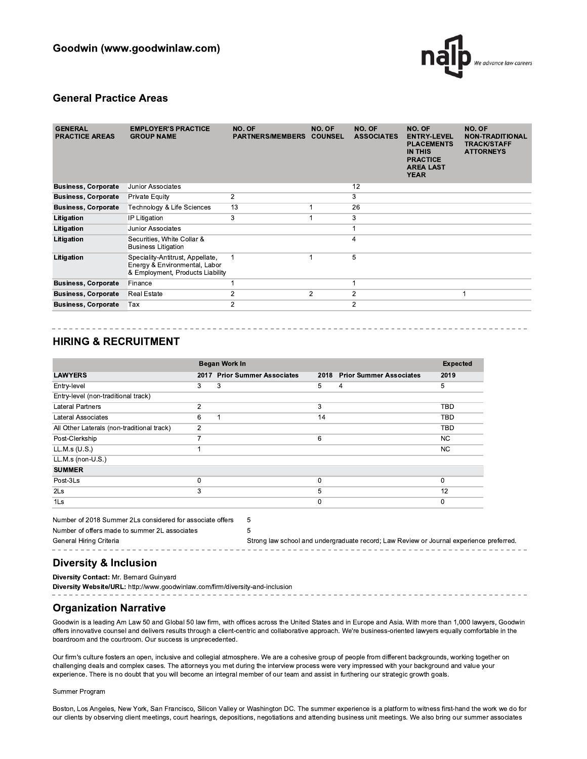## Goodwin (www.goodwinlaw.com)

### General Practice Areas

| GENERAL PRACTICE AREAS | EMPLOYER'S PRACTICE GROUP NAME | NO. OF PARTNERS/MEMBERS | NO. OF COUNSEL | NO. OF ASSOCIATES | NO. OF ENTRY-LEVEL PLACEMENTS IN THIS PRACTICE AREA LAST YEAR | NO. OF NON-TRADITIONAL TRACK/STAFF ATTORNEYS |
|---|---|---|---|---|---|---|
| **Business, Corporate** | Junior Associates | | | 12 | | |
| **Business, Corporate** | Private Equity | 2 | | 3 | | |
| **Business, Corporate** | Technology & Life Sciences | 13 | 1 | 26 | | |
| **Litigation** | IP Litigation | 3 | 1 | 3 | | |
| **Litigation** | Junior Associates | | | 1 | | |
| **Litigation** | Securities, White Collar & Business Litigation | | | 4 | | |
| **Litigation** | Speciality-Antitrust, Appellate, Energy & Environmental, Labor & Employment, Products Liability | 1 | 1 | 5 | | |
| **Business, Corporate** | Finance | 1 | | 1 | | |
| **Business, Corporate** | Real Estate | 2 | 2 | 2 | | 1 |
| **Business, Corporate** | Tax | 2 | | 2 | | |

## HIRING & RECRUITMENT

| | Began Work In | | | | Expected |
|---|---|---|---|---|---|
| **LAWYERS** | **2017** | **Prior Summer Associates** | **2018** | **Prior Summer Associates** | **2019** |
| Entry-level | 3 | 3 | 5 | 4 | 5 |
| Entry-level (non-traditional track) | | | | | |
| Lateral Partners | 2 | | 3 | | TBD |
| Lateral Associates | 6 | 1 | 14 | | TBD |
| All Other Laterals (non-traditional track) | 2 | | | | TBD |
| Post-Clerkship | 7 | | 6 | | NC |
| LL.M.s (U.S.) | 1 | | | | NC |
| LL.M.s (non-U.S.) | | | | | |
| **SUMMER** | | | | | |
| Post-3Ls | 0 | | 0 | | 0 |
| 2Ls | 3 | | 5 | | 12 |
| 1Ls | | | 0 | | 0 |

| | |
|---|---|
| Number of 2018 Summer 2Ls considered for associate offers | 5 |
| Number of offers made to summer 2L associates | 5 |
| General Hiring Criteria | Strong law school and undergraduate record; Law Review or Journal experience preferred. |

## Diversity & Inclusion

**Diversity Contact:** Mr. Bernard Guinyard
**Diversity Website/URL:** http://www.goodwinlaw.com/firm/diversity-and-inclusion

## Organization Narrative

Goodwin is a leading Am Law 50 and Global 50 law firm, with offices across the United States and in Europe and Asia. With more than 1,000 lawyers, Goodwin offers innovative counsel and delivers results through a client-centric and collaborative approach. We're business-oriented lawyers equally comfortable in the boardroom and the courtroom. Our success is unprecedented.

Our firm's culture fosters an open, inclusive and collegial atmosphere. We are a cohesive group of people from different backgrounds, working together on challenging deals and complex cases. The attorneys you met during the interview process were very impressed with your background and value your experience. There is no doubt that you will become an integral member of our team and assist in furthering our strategic growth goals.

Summer Program

Boston, Los Angeles, New York, San Francisco, Silicon Valley or Washington DC. The summer experience is a platform to witness first-hand the work we do for our clients by observing client meetings, court hearings, depositions, negotiations and attending business unit meetings. We also bring our summer associates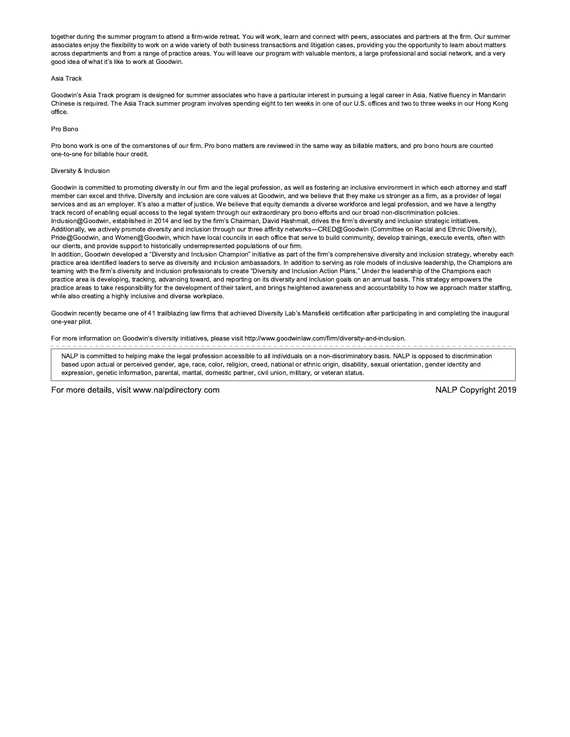together during the summer program to attend a firm-wide retreat. You will work, learn and connect with peers, associates and partners at the firm. Our summer associates enjoy the flexibility to work on a wide variety of both business transactions and litigation cases, providing you the opportunity to learn about matters across departments and from a range of practice areas. You will leave our program with valuable mentors, a large professional and social network, and a very good idea of what it's like to work at Goodwin.

Asia Track

Goodwin's Asia Track program is designed for summer associates who have a particular interest in pursuing a legal career in Asia. Native fluency in Mandarin Chinese is required. The Asia Track summer program involves spending eight to ten weeks in one of our U.S. offices and two to three weeks in our Hong Kong office.

Pro Bono

Pro bono work is one of the cornerstones of our firm. Pro bono matters are reviewed in the same way as billable matters, and pro bono hours are counted one-to-one for billable hour credit.

Diversity & Inclusion

Goodwin is committed to promoting diversity in our firm and the legal profession, as well as fostering an inclusive environment in which each attorney and staff member can excel and thrive. Diversity and inclusion are core values at Goodwin, and we believe that they make us stronger as a firm, as a provider of legal services and as an employer. It's also a matter of justice. We believe that equity demands a diverse workforce and legal profession, and we have a lengthy track record of enabling equal access to the legal system through our extraordinary pro bono efforts and our broad non-discrimination policies. Inclusion@Goodwin, established in 2014 and led by the firm's Chairman, David Hashmall, drives the firm's diversity and inclusion strategic initiatives. Additionally, we actively promote diversity and inclusion through our three affinity networks—CRED@Goodwin (Committee on Racial and Ethnic Diversity), Pride@Goodwin, and Women@Goodwin, which have local councils in each office that serve to build community, develop trainings, execute events, often with our clients, and provide support to historically underrepresented populations of our firm.
In addition, Goodwin developed a "Diversity and Inclusion Champion" initiative as part of the firm's comprehensive diversity and inclusion strategy, whereby each practice area identified leaders to serve as diversity and inclusion ambassadors. In addition to serving as role models of inclusive leadership, the Champions are teaming with the firm's diversity and inclusion professionals to create "Diversity and Inclusion Action Plans." Under the leadership of the Champions each practice area is developing, tracking, advancing toward, and reporting on its diversity and inclusion goals on an annual basis. This strategy empowers the practice areas to take responsibility for the development of their talent, and brings heightened awareness and accountability to how we approach matter staffing, while also creating a highly inclusive and diverse workplace.

Goodwin recently became one of 41 trailblazing law firms that achieved Diversity Lab's Mansfield certification after participating in and completing the inaugural one-year pilot.

For more information on Goodwin's diversity initiatives, please visit http://www.goodwinlaw.com/firm/diversity-and-inclusion.

NALP is committed to helping make the legal profession accessible to all individuals on a non-discriminatory basis. NALP is opposed to discrimination based upon actual or perceived gender, age, race, color, religion, creed, national or ethnic origin, disability, sexual orientation, gender identity and expression, genetic information, parental, marital, domestic partner, civil union, military, or veteran status.

For more details, visit www.nalpdirectory.com

NALP Copyright 2019